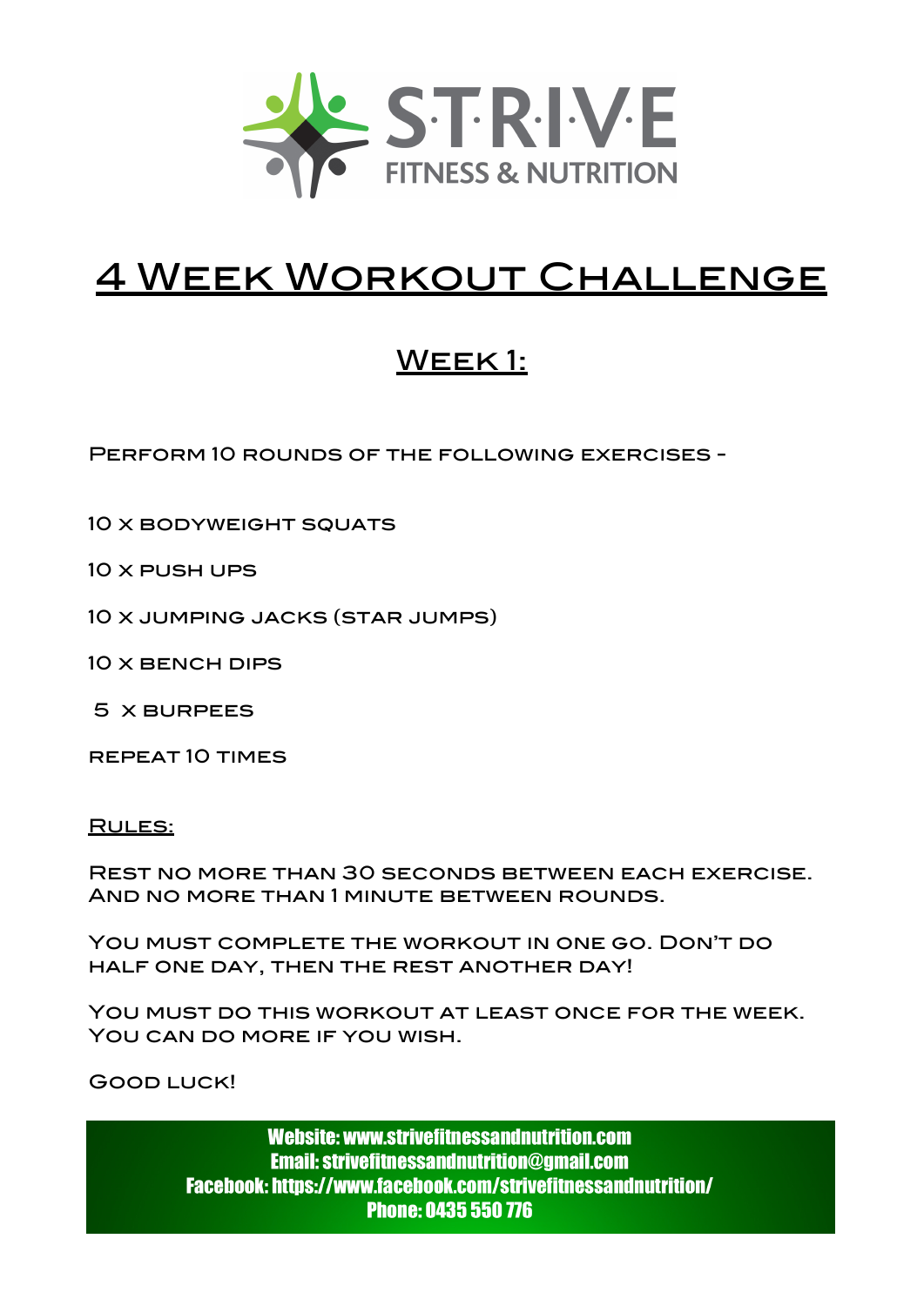STRIVE FITNESS & NUTRITION

# 4 Week Workout Challenge

## Week 1:

Perform 10 rounds of the following exercises -

10 x bodyweight squats

10 x push ups

10 x jumping jacks (star jumps)

10 x bench dips

5 x burpees

repeat 10 times

**Rules:**

Rest no more than 30 seconds between each exercise. And no more than 1 minute between rounds.

You must complete the workout in one go. Don't do half one day, then the rest another day!

You must do this workout at least once for the week. You can do more if you wish.

Good luck!

**Website: www.strivefitnessandnutrition.com**
**Email: strivefitnessandnutrition@gmail.com**
**Facebook: https://www.facebook.com/strivefitnessandnutrition/**
**Phone: 0435 550 776**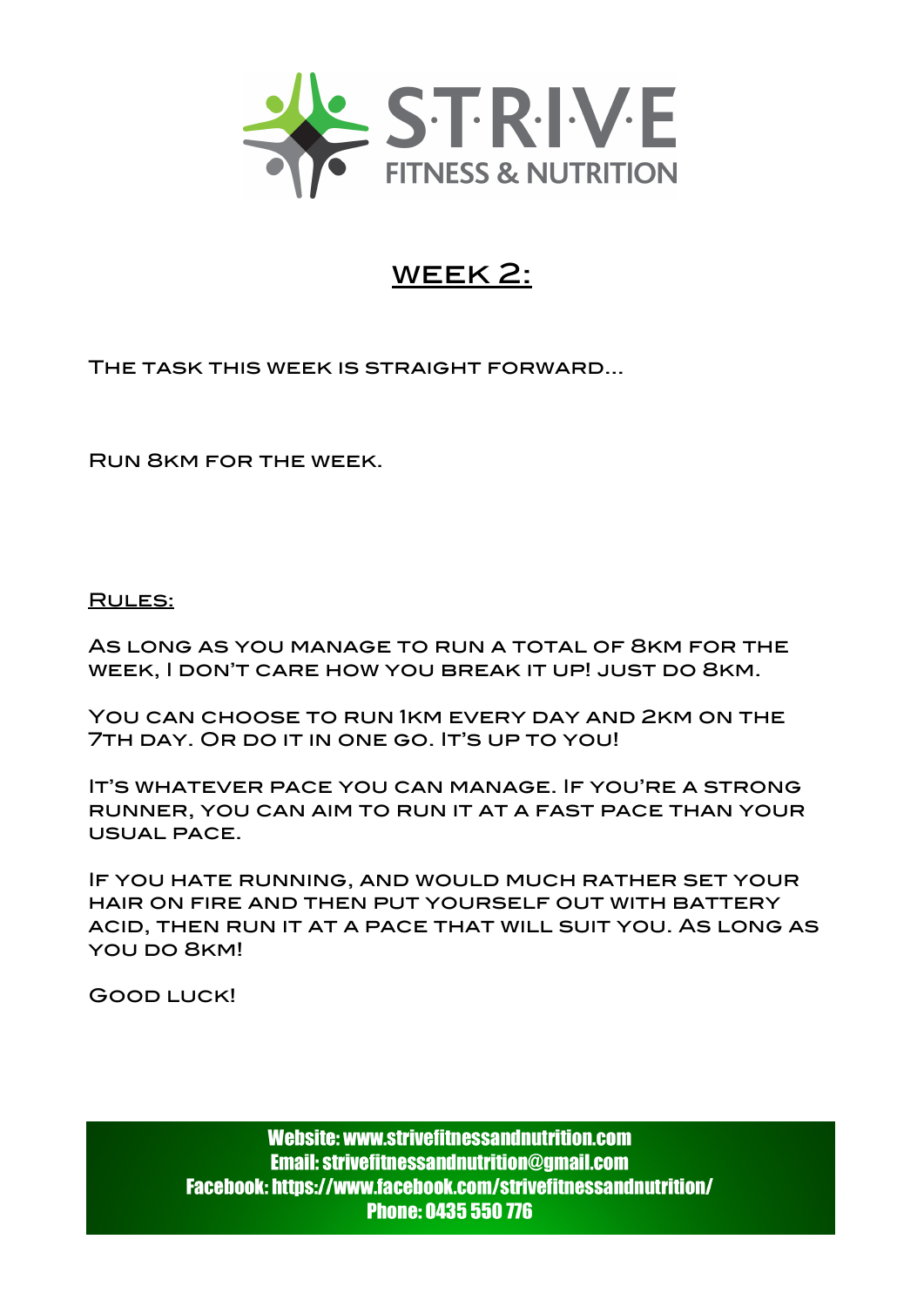## Week 2:

The task this week is straight forward...

Run 8km for the week.

**Rules:**

As long as you manage to run a total of 8km for the week, I don't care how you break it up! Just do 8km.

You can choose to run 1km every day and 2km on the 7th day. Or do it in one go. It's up to you!

It's whatever pace you can manage. If you're a strong runner, you can aim to run it at a fast pace than your usual pace.

If you hate running, and would much rather set your hair on fire and then put yourself out with battery acid, then run it at a pace that will suit you. As long as you do 8km!

Good luck!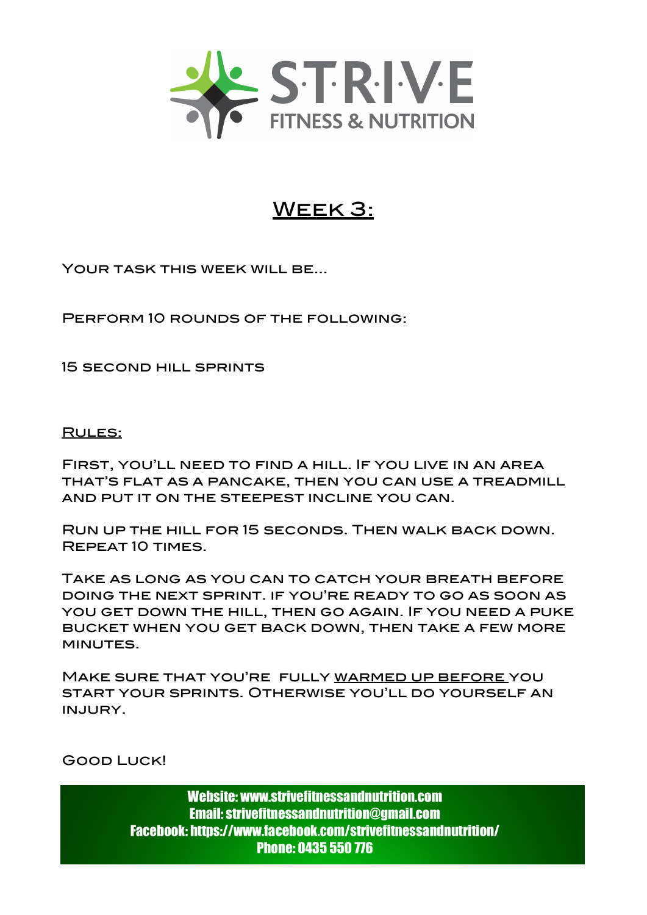# Week 3:

Your task this week will be...

Perform 10 rounds of the following:

15 second hill sprints

## Rules:

First, you'll need to find a hill. If you live in an area that's flat as a pancake, then you can use a treadmill and put it on the steepest incline you can.

Run up the hill for 15 seconds. Then walk back down. Repeat 10 times.

Take as long as you can to catch your breath before doing the next sprint. If you're ready to go as soon as you get down the hill, then go again. If you need a puke bucket when you get back down, then take a few more minutes.

Make sure that you're fully warmed up before you start your sprints. Otherwise you'll do yourself an injury.

Good Luck!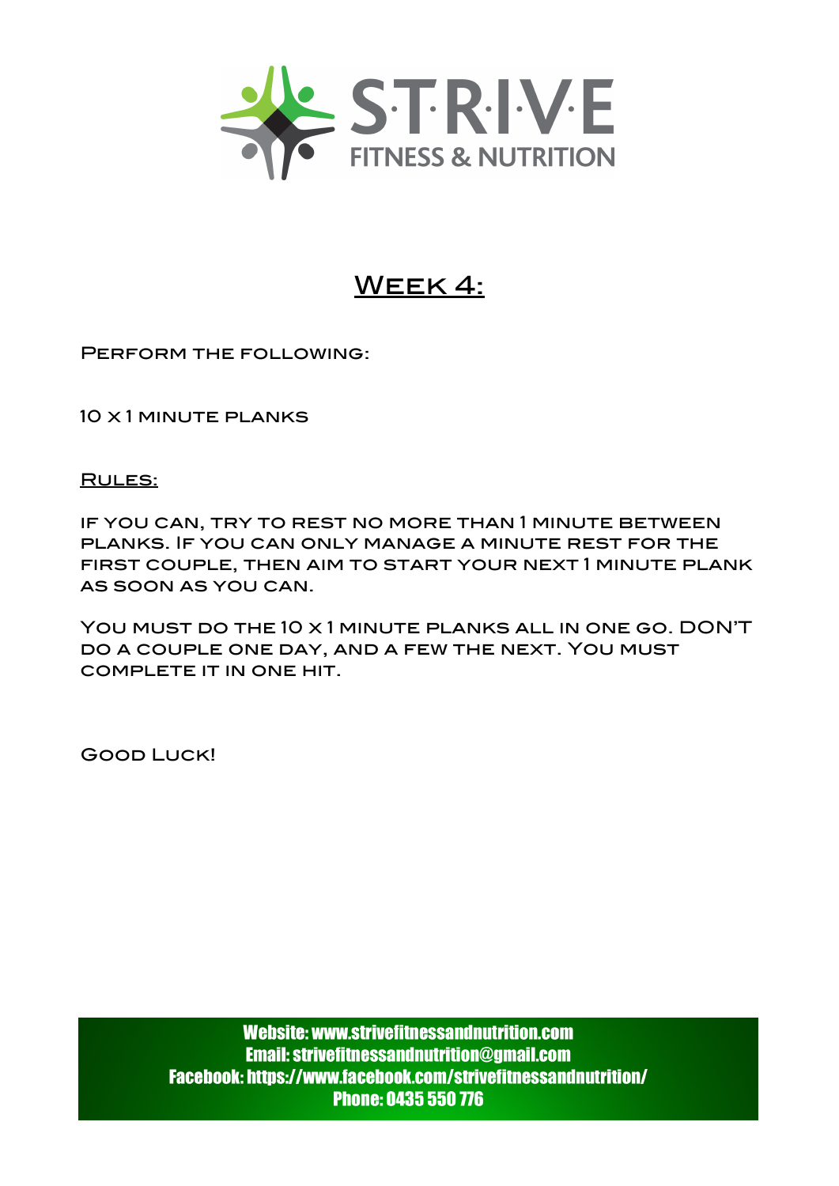STRIVE FITNESS & NUTRITION

# Week 4:

Perform the following:

10 x 1 minute planks

Rules:

If you can, try to rest no more than 1 minute between planks. If you can only manage a minute rest for the first couple, then aim to start your next 1 minute plank as soon as you can.

You must do the 10 x 1 minute planks all in one go. DON'T do a couple one day, and a few the next. You must complete it in one hit.

Good Luck!

Website: www.strivefitnessandnutrition.com
Email: strivefitnessandnutrition@gmail.com
Facebook: https://www.facebook.com/strivefitnessandnutrition/
Phone: 0435 550 776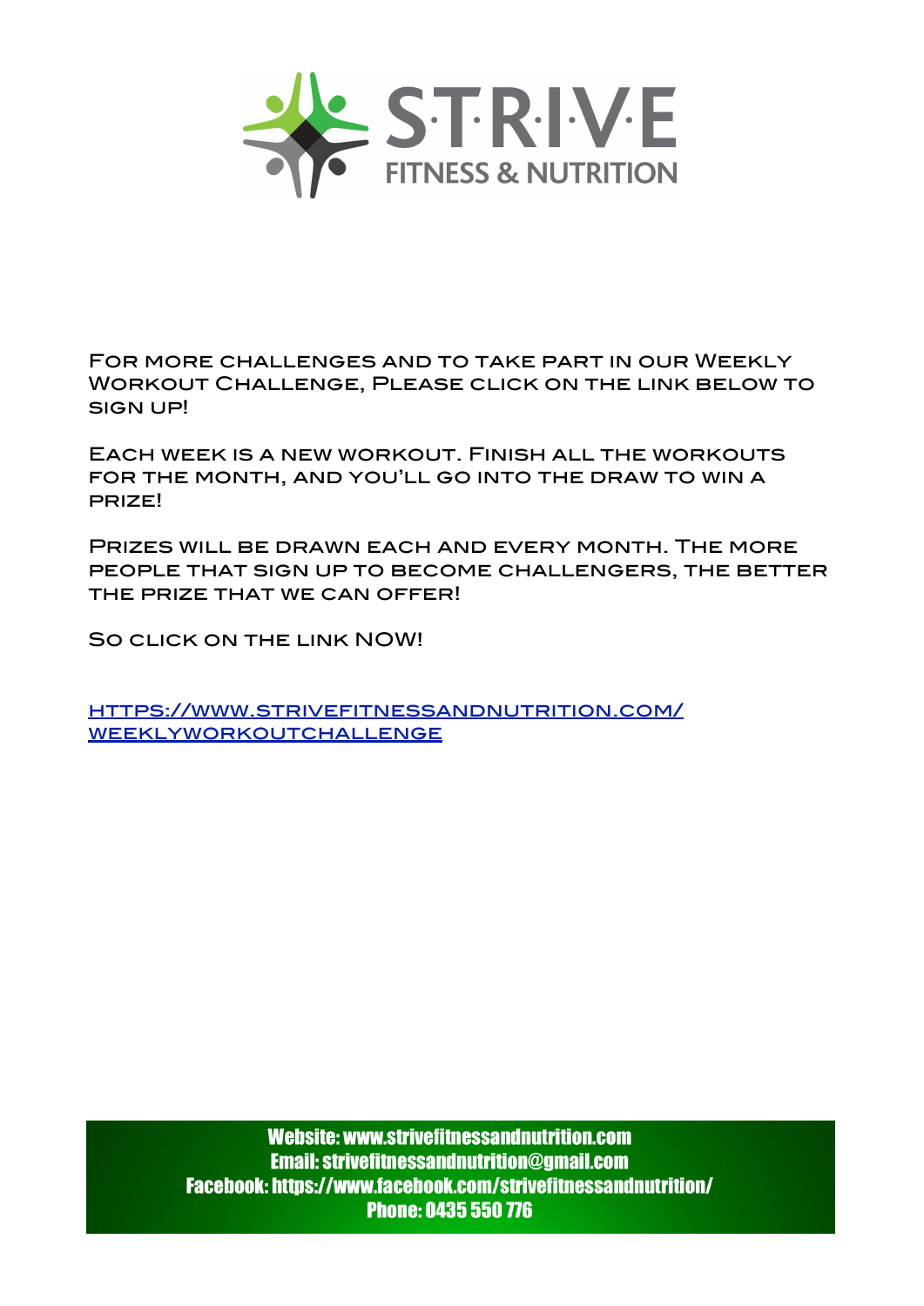STRIVE FITNESS & NUTRITION

For more challenges and to take part in our Weekly Workout Challenge, Please click on the link below to sign up!

Each week is a new workout. Finish all the workouts for the month, and you'll go into the draw to win a prize!

Prizes will be drawn each and every month. The more people that sign up to become challengers, the better the prize that we can offer!

So click on the link NOW!

[https://www.strivefitnessandnutrition.com/weeklyworkoutchallenge](https://www.strivefitnessandnutrition.com/weeklyworkoutchallenge)

**Website: www.strivefitnessandnutrition.com**
**Email: strivefitnessandnutrition@gmail.com**
**Facebook: https://www.facebook.com/strivefitnessandnutrition/**
**Phone: 0435 550 776**